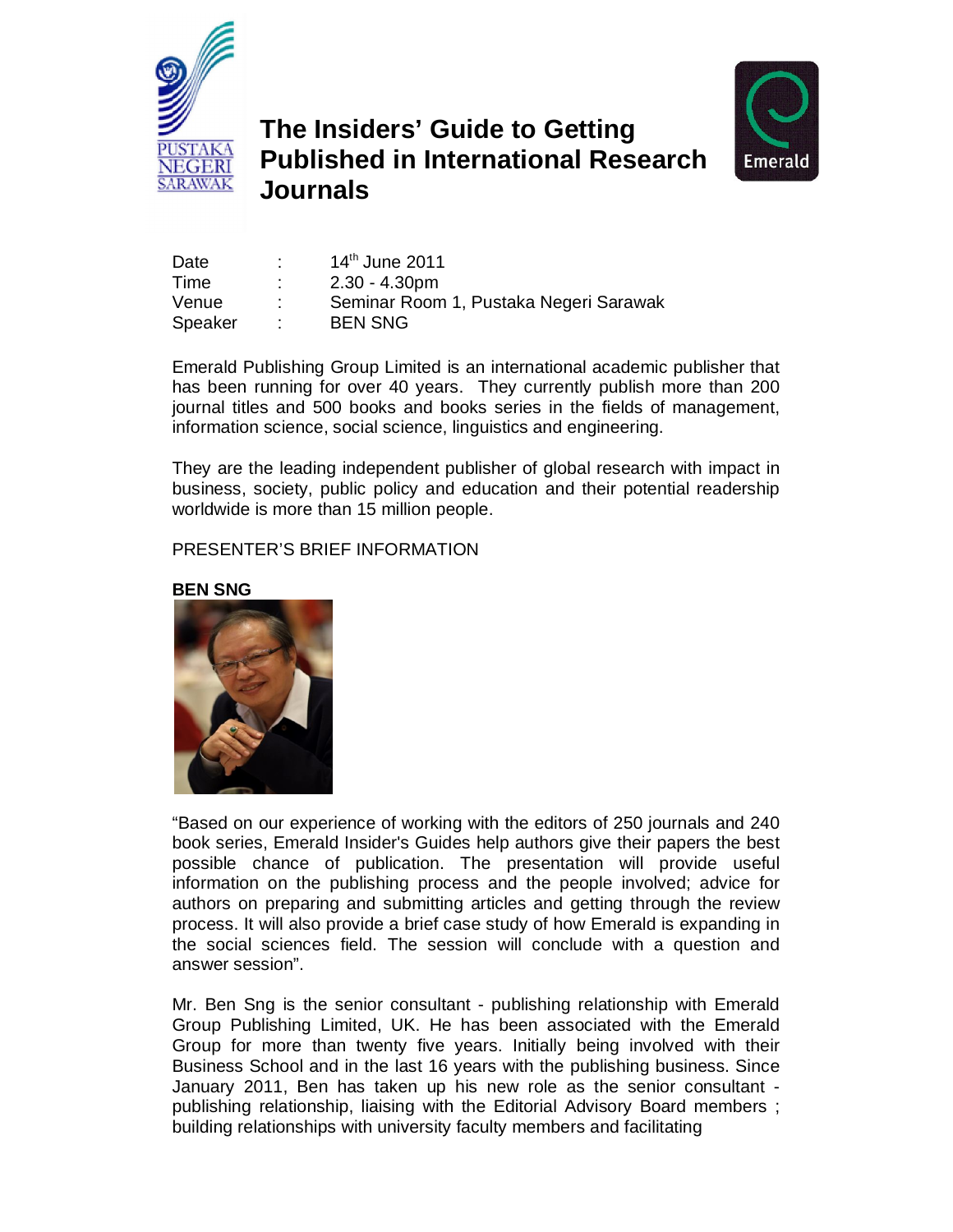# The Insiders' Guide to Getting Published in International Research Journals

| | | |
|---|---|---|
| Date | : | 14th June 2011 |
| Time | : | 2.30 - 4.30pm |
| Venue | : | Seminar Room 1, Pustaka Negeri Sarawak |
| Speaker | : | BEN SNG |

Emerald Publishing Group Limited is an international academic publisher that has been running for over 40 years. They currently publish more than 200 journal titles and 500 books and books series in the fields of management, information science, social science, linguistics and engineering.

They are the leading independent publisher of global research with impact in business, society, public policy and education and their potential readership worldwide is more than 15 million people.

PRESENTER'S BRIEF INFORMATION

**BEN SNG**

"Based on our experience of working with the editors of 250 journals and 240 book series, Emerald Insider's Guides help authors give their papers the best possible chance of publication. The presentation will provide useful information on the publishing process and the people involved; advice for authors on preparing and submitting articles and getting through the review process. It will also provide a brief case study of how Emerald is expanding in the social sciences field. The session will conclude with a question and answer session".

Mr. Ben Sng is the senior consultant - publishing relationship with Emerald Group Publishing Limited, UK. He has been associated with the Emerald Group for more than twenty five years. Initially being involved with their Business School and in the last 16 years with the publishing business. Since January 2011, Ben has taken up his new role as the senior consultant - publishing relationship, liaising with the Editorial Advisory Board members ; building relationships with university faculty members and facilitating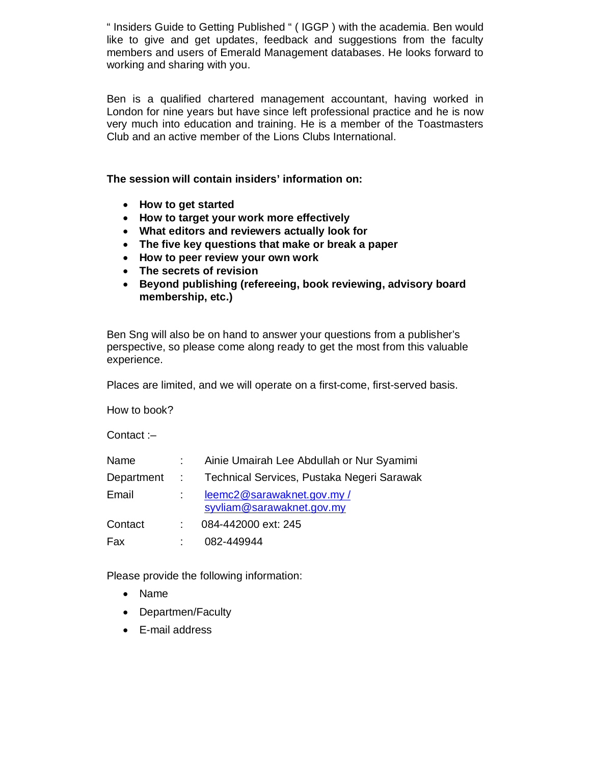" Insiders Guide to Getting Published " ( IGGP ) with the academia. Ben would like to give and get updates, feedback and suggestions from the faculty members and users of Emerald Management databases. He looks forward to working and sharing with you.

Ben is a qualified chartered management accountant, having worked in London for nine years but have since left professional practice and he is now very much into education and training. He is a member of the Toastmasters Club and an active member of the Lions Clubs International.

**The session will contain insiders' information on:**

- **How to get started**
- **How to target your work more effectively**
- **What editors and reviewers actually look for**
- **The five key questions that make or break a paper**
- **How to peer review your own work**
- **The secrets of revision**
- **Beyond publishing (refereeing, book reviewing, advisory board membership, etc.)**

Ben Sng will also be on hand to answer your questions from a publisher's perspective, so please come along ready to get the most from this valuable experience.

Places are limited, and we will operate on a first-come, first-served basis.

How to book?

Contact :–

| | | |
|---|---|---|
| Name | : | Ainie Umairah Lee Abdullah or Nur Syamimi |
| Department | : | Technical Services, Pustaka Negeri Sarawak |
| Email | : | leemc2@sarawaknet.gov.my / syvliam@sarawaknet.gov.my |
| Contact | : | 084-442000 ext: 245 |
| Fax | : | 082-449944 |

Please provide the following information:

- Name
- Departmen/Faculty
- E-mail address